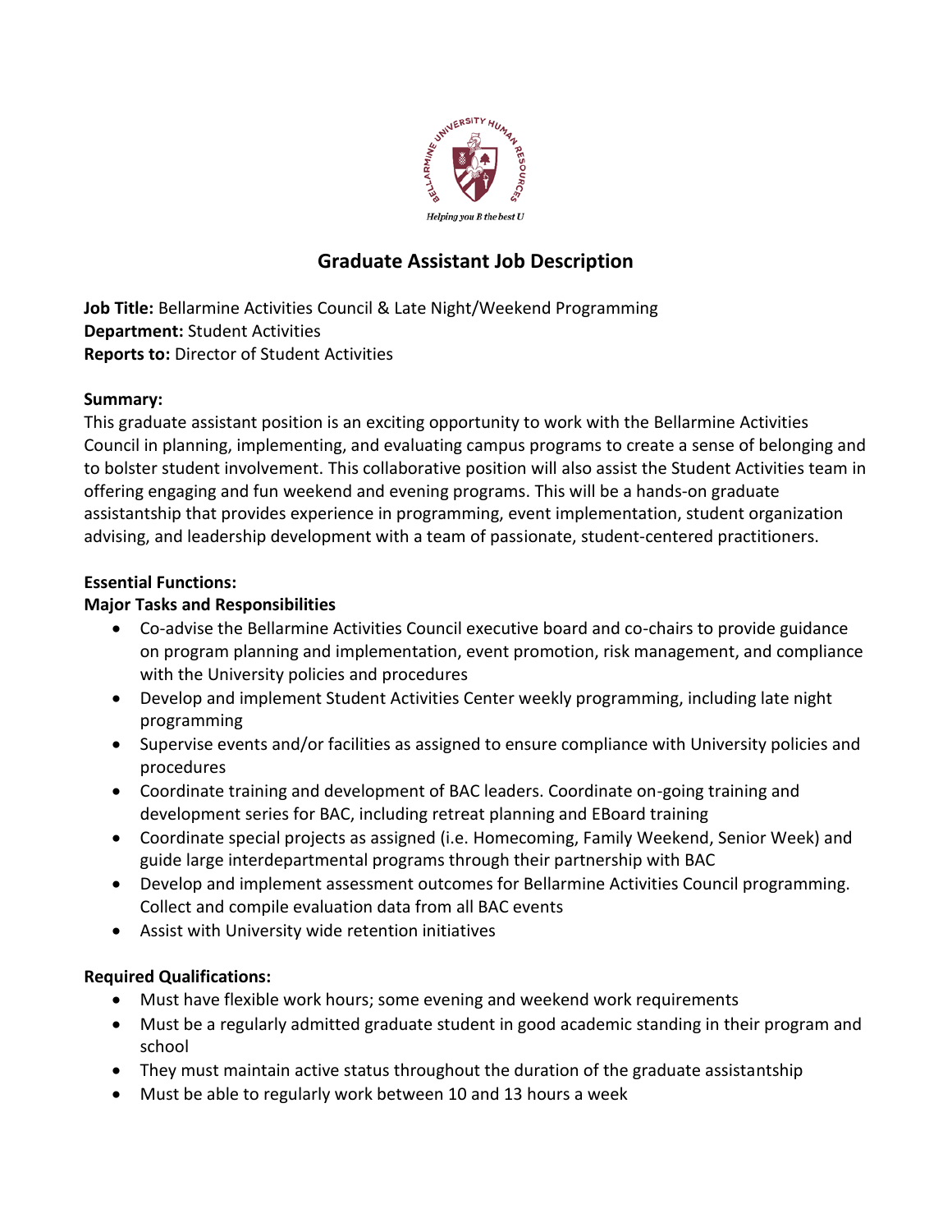# Graduate Assistant Job Description

**Job Title:** Bellarmine Activities Council & Late Night/Weekend Programming
**Department:** Student Activities
**Reports to:** Director of Student Activities

**Summary:**
This graduate assistant position is an exciting opportunity to work with the Bellarmine Activities Council in planning, implementing, and evaluating campus programs to create a sense of belonging and to bolster student involvement. This collaborative position will also assist the Student Activities team in offering engaging and fun weekend and evening programs. This will be a hands-on graduate assistantship that provides experience in programming, event implementation, student organization advising, and leadership development with a team of passionate, student-centered practitioners.

**Essential Functions:**
**Major Tasks and Responsibilities**

- Co-advise the Bellarmine Activities Council executive board and co-chairs to provide guidance on program planning and implementation, event promotion, risk management, and compliance with the University policies and procedures
- Develop and implement Student Activities Center weekly programming, including late night programming
- Supervise events and/or facilities as assigned to ensure compliance with University policies and procedures
- Coordinate training and development of BAC leaders. Coordinate on-going training and development series for BAC, including retreat planning and EBoard training
- Coordinate special projects as assigned (i.e. Homecoming, Family Weekend, Senior Week) and guide large interdepartmental programs through their partnership with BAC
- Develop and implement assessment outcomes for Bellarmine Activities Council programming. Collect and compile evaluation data from all BAC events
- Assist with University wide retention initiatives

**Required Qualifications:**

- Must have flexible work hours; some evening and weekend work requirements
- Must be a regularly admitted graduate student in good academic standing in their program and school
- They must maintain active status throughout the duration of the graduate assistantship
- Must be able to regularly work between 10 and 13 hours a week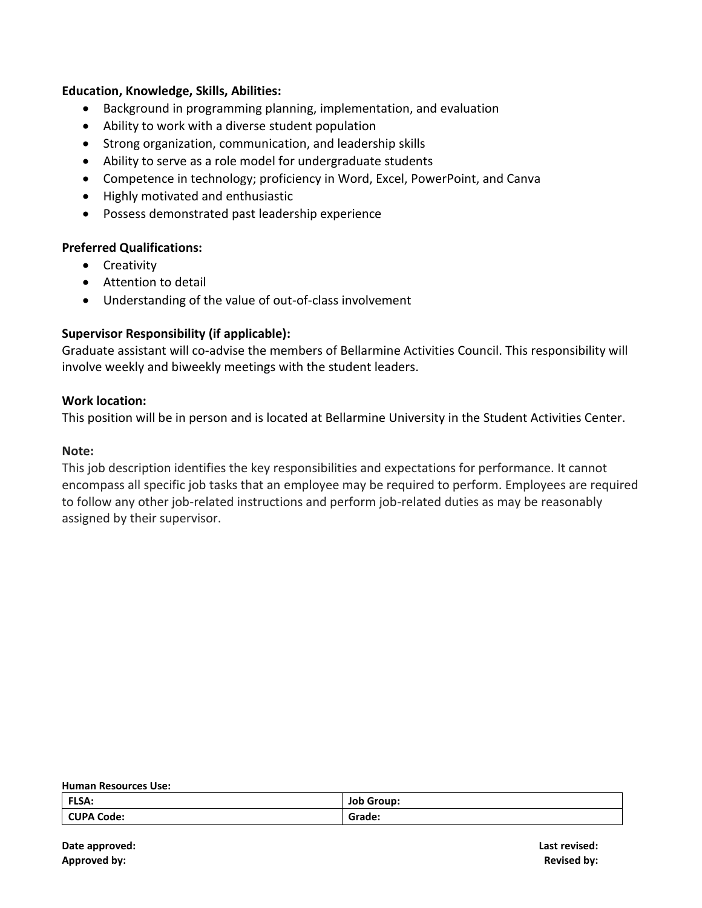**Education, Knowledge, Skills, Abilities:**

- Background in programming planning, implementation, and evaluation
- Ability to work with a diverse student population
- Strong organization, communication, and leadership skills
- Ability to serve as a role model for undergraduate students
- Competence in technology; proficiency in Word, Excel, PowerPoint, and Canva
- Highly motivated and enthusiastic
- Possess demonstrated past leadership experience

**Preferred Qualifications:**

- Creativity
- Attention to detail
- Understanding of the value of out-of-class involvement

**Supervisor Responsibility (if applicable):**

Graduate assistant will co-advise the members of Bellarmine Activities Council. This responsibility will involve weekly and biweekly meetings with the student leaders.

**Work location:**

This position will be in person and is located at Bellarmine University in the Student Activities Center.

**Note:**

This job description identifies the key responsibilities and expectations for performance. It cannot encompass all specific job tasks that an employee may be required to perform. Employees are required to follow any other job-related instructions and perform job-related duties as may be reasonably assigned by their supervisor.

**Human Resources Use:**

| | |
|---|---|
| **FLSA:** | **Job Group:** |
| **CUPA Code:** | **Grade:** |

**Date approved:** 
**Approved by:**

**Last revised:** 
**Revised by:**